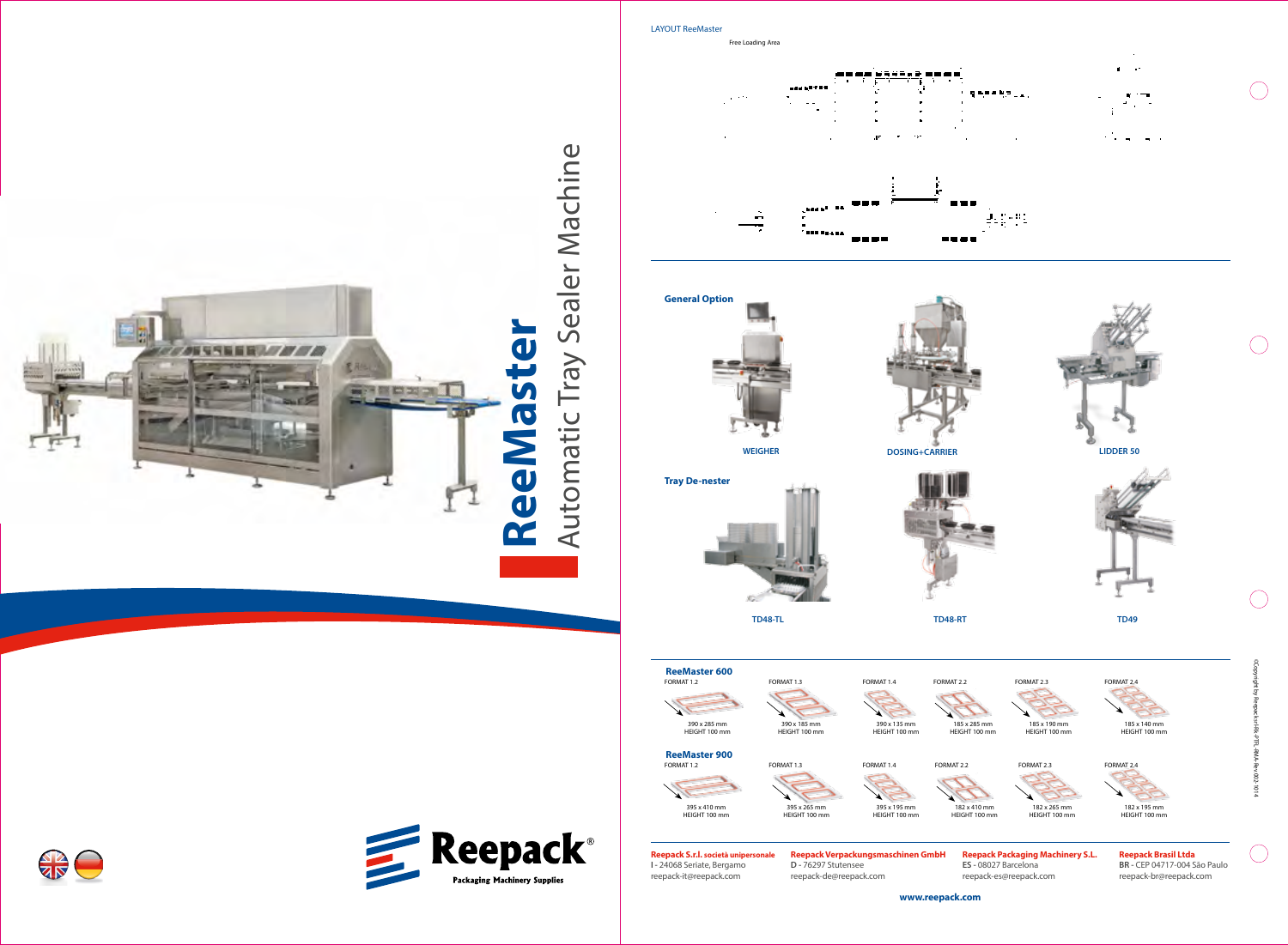# ReeMaster

## Automatic Tray Sealer Machine

Reepack®

Packaging Machinery Supplies

LAYOUT ReeMaster

Free Loading Area

**General Option**

WEIGHER

DOSING+CARRIER

LIDDER 50

**Tray De-nester**

TD48-TL

TD48-RT

TD49

**ReeMaster 600**

| FORMAT 1.2 | FORMAT 1.3 | FORMAT 1.4 | FORMAT 2.2 | FORMAT 2.3 | FORMAT 2.4 |
|---|---|---|---|---|---|
| 390 x 285 mm HEIGHT 100 mm | 390 x 185 mm HEIGHT 100 mm | 390 x 135 mm HEIGHT 100 mm | 185 x 285 mm HEIGHT 100 mm | 185 x 190 mm HEIGHT 100 mm | 185 x 140 mm HEIGHT 100 mm |

**ReeMaster 900**

| FORMAT 1.2 | FORMAT 1.3 | FORMAT 1.4 | FORMAT 2.2 | FORMAT 2.3 | FORMAT 2.4 |
|---|---|---|---|---|---|
| 395 x 410 mm HEIGHT 100 mm | 395 x 265 mm HEIGHT 100 mm | 395 x 195 mm HEIGHT 100 mm | 182 x 410 mm HEIGHT 100 mm | 182 x 265 mm HEIGHT 100 mm | 182 x 195 mm HEIGHT 100 mm |

**Reepack S.r.l. società unipersonale**
I - 24068 Seriate, Bergamo
reepack-it@reepack.com

**Reepack Verpackungsmaschinen GmbH**
D - 76297 Stutensee
reepack-de@reepack.com

**Reepack Packaging Machinery S.L.**
ES - 08027 Barcelona
reepack-es@reepack.com

**Reepack Brasil Ltda**
BR - CEP 04717-004 São Paulo
reepack-br@reepack.com

**www.reepack.com**

©Copyright by Reepack s.r.l-Rs-PTFL-RMA-Rev.002-1014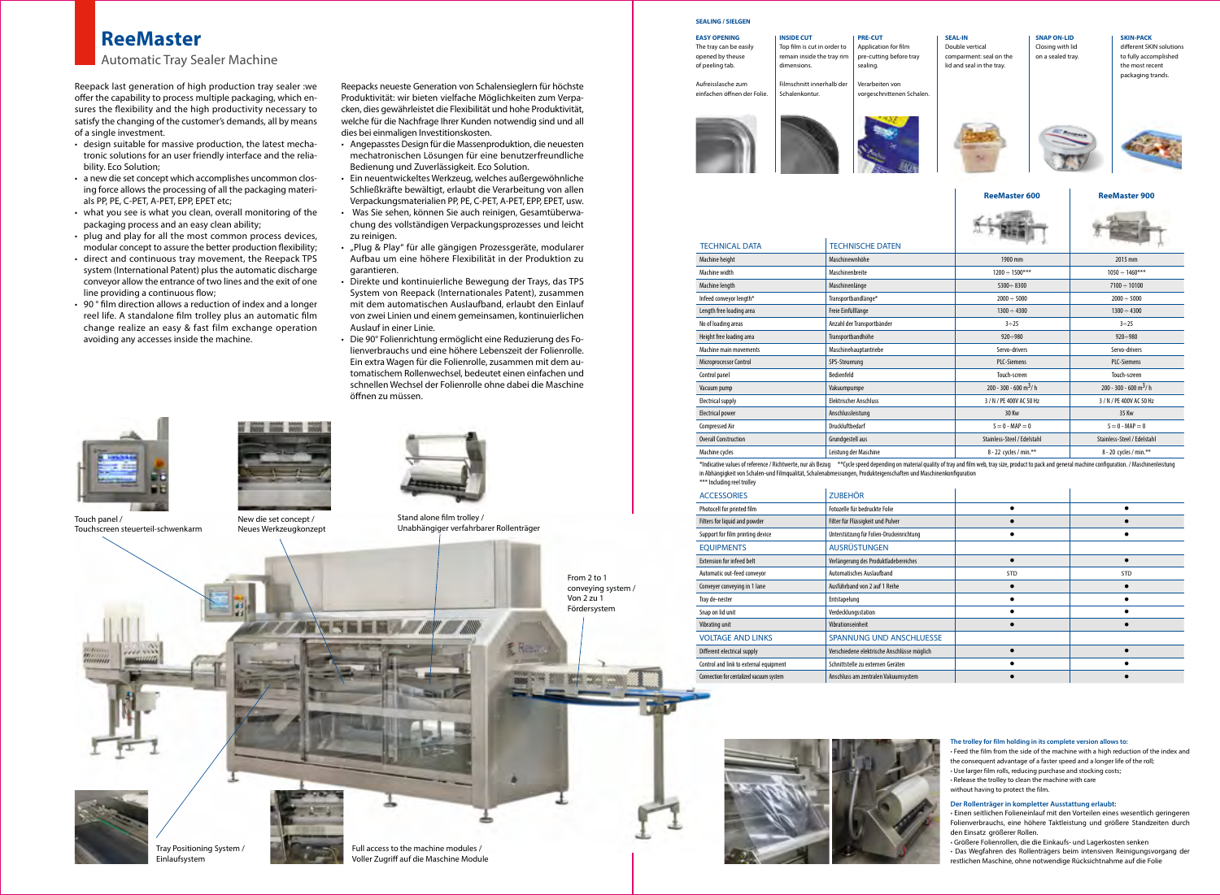# ReeMaster

Automatic Tray Sealer Machine

Reepack last generation of high production tray sealer :we offer the capability to process multiple packaging, which ensures the flexibility and the high productivity necessary to satisfy the changing of the customer's demands, all by means of a single investment.

- design suitable for massive production, the latest mechatronic solutions for an user friendly interface and the reliability. Eco Solution;
- a new die set concept which accomplishes uncommon closing force allows the processing of all the packaging materials PP, PE, C-PET, A-PET, EPP, EPET etc;
- what you see is what you clean, overall monitoring of the packaging process and an easy clean ability;
- plug and play for all the most common process devices, modular concept to assure the better production flexibility;
- direct and continuous tray movement, the Reepack TPS system (International Patent) plus the automatic discharge conveyor allow the entrance of two lines and the exit of one line providing a continuous flow;
- 90 ° film direction allows a reduction of index and a longer reel life. A standalone film trolley plus an automatic film change realize an easy & fast film exchange operation avoiding any accesses inside the machine.

Reepacks neueste Generation von Schalensieglern für höchste Produktivität: wir bieten vielfache Möglichkeiten zum Verpacken, dies gewährleistet die Flexibilität und hohe Produktivität, welche für die Nachfrage Ihrer Kunden notwendig sind und all dies bei einmaligen Investitionskosten.

- Angepasstes Design für die Massenproduktion, die neuesten mechatronischen Lösungen für eine benutzerfreundliche Bedienung und Zuverlässigkeit. Eco Solution.
- Ein neuentwickeltes Werkzeug, welches außergewöhnliche Schließkräfte bewältigt, erlaubt die Verarbeitung von allen Verpackungsmaterialien PP, PE, C-PET, A-PET, EPP, EPET, usw.
- Was Sie sehen, können Sie auch reinigen, Gesamtüberwachung des vollständigen Verpackungsprozesses und leicht zu reinigen.
- „Plug & Play" für alle gängigen Prozessgeräte, modularer Aufbau um eine höhere Flexibilität in der Produktion zu garantieren.
- Direkte und kontinuierliche Bewegung der Trays, das TPS System von Reepack (Internationales Patent), zusammen mit dem automatischen Auslaufband, erlaubt den Einlauf von zwei Linien und einem gemeinsamen, kontinuierlichen Auslauf in einer Linie.
- Die 90° Folienrichtung ermöglicht eine Reduzierung des Folienverbrauchs und eine höhere Lebenszeit der Folienrolle. Ein extra Wagen für die Folienrolle, zusammen mit dem automatischem Rollenwechsel, bedeutet einen einfachen und schnellen Wechsel der Folienrolle ohne dabei die Maschine öffnen zu müssen.

Touch panel / Touchscreen steuerteil-schwenkarm

New die set concept / Neues Werkzeugkonzept

Stand alone film trolley / Unabhängiger verfahrbarer Rollenträger

From 2 to 1 conveying system / Von 2 zu 1 Fördersystem

Tray Positioning System / Einlaufsystem

Full access to the machine modules / Voller Zugriff auf die Maschine Module

### SEALING / SIELGEN

**EASY OPENING**
The tray can be easily opened by theuse of peeling tab.
Aufreisslasche zum einfachen öffnen der Folie.

**INSIDE CUT**
Top film is cut in order to remain inside the tray nm dimensions.
Filmschnitt innerhalb der Schalenkontur.

**PRE-CUT**
Application for film pre-cutting before tray sealing.
Verarbeiten von vorgeschnittenen Schalen.

**SEAL-IN**
Double vertical compartment: seal on the lid and seal in the tray.

**SNAP ON-LID**
Closing with lid on a sealed tray.

**SKIN-PACK**
different SKIN solutions to fully accomplished the most recent packaging trands.

| TECHNICAL DATA | TECHNISCHE DATEN | ReeMaster 600 | ReeMaster 900 |
|---|---|---|---|
| Machine height | Maschinenhöhe | 1900 mm | 2015 mm |
| Machine width | Maschinenbreite | 1200 ÷ 1500*** | 1050 ÷ 1460*** |
| Machine length | Maschinenlänge | 5300÷ 8300 | 7100 ÷ 10100 |
| Infeed conveyor length* | Transportbandlänge* | 2000 ÷ 5000 | 2000 ÷ 5000 |
| Length free loading area | Freie Einfüllänge | 1300 ÷ 4300 | 1300 ÷ 4300 |
| No of loading areas | Anzahl der Transportbänder | 3÷25 | 3÷25 |
| Height free loading area | Transportbandhöhe | 920÷980 | 920÷980 |
| Machine main movements | Maschinehauptantriebe | Servo-drivers | Servo-drivers |
| Microprocessor Control | SPS-Steuerung | PLC-Siemens | PLC-Siemens |
| Control panel | Bedienfeld | Touch-screen | Touch-screen |
| Vacuum pump | Vakuumpumpe | 200 - 300 - 600 $m^3$/ h | 200 - 300 - 600 $m^3$/ h |
| Electrical supply | Elektrischer Anschluss | 3 / N / PE 400V AC 50 Hz | 3 / N / PE 400V AC 50 Hz |
| Electrical power | Anschlussleistung | 30 Kw | 35 Kw |
| Compressed Air | Druckluftbedarf | S = 0 - MAP = 0 | S = 0 - MAP = 0 |
| Overall Construction | Grundgestell aus | Stainless-Steel / Edelstahl | Stainless-Steel / Edelstahl |
| Machine cycles | Leistung der Maschine | 8 - 22 cycles / min.** | 8 - 20 cycles / min.** |

*Indicative values of reference / Richtwerte, nur als Bezug **Cycle speed depending on material quality of tray and film web, tray size, product to pack and general machine configuration. / Maschinenleistung in Abhängigkeit von Schalen-und Filmqualität, Schalenabmessungen, Produkteigenschaften und Maschinenkonfiguration
*** Including reel trolley

| ACCESSORIES | ZUBEHÖR | ReeMaster 600 | ReeMaster 900 |
|---|---|---|---|
| Photocell for printed film | Fotozelle für bedruckte Folie | ● | ● |
| Filters for liquid and powder | Filter für Flüssigkeit und Pulver | ● | ● |
| Support for film printing device | Unterstützung für Folien-Druckeinrichtung | ● | ● |
| **EQUIPMENTS** | **AUSRÜSTUNGEN** | | |
| Extension for infeed belt | Verlängerung des Produktladebereiches | ● | ● |
| Automatic out-feed conveyor | Automatisches Auslaufband | STD | STD |
| Conveyer conveying in 1 lane | Ausführband von 2 auf 1 Reihe | ● | ● |
| Tray de-nester | Entstapelung | ● | ● |
| Snap on lid unit | Verdecklungsstation | ● | ● |
| Vibrating unit | Vibrationseinheit | ● | ● |
| **VOLTAGE AND LINKS** | **SPANNUNG UND ANSCHLUESSE** | | |
| Different electrical supply | Verschiedene elektrische Anschlüsse möglich | ● | ● |
| Control and link to external equipment | Schnittstelle zu externen Geräten | ● | ● |
| Connection for centalized vacuum system | Anschluss am zentralen Vakuumsystem | ● | ● |

**The trolley for film holding in its complete version allows to:**
- Feed the film from the side of the machine with a high reduction of the index and the consequent advantage of a faster speed and a longer life of the roll;
- Use larger film rolls, reducing purchase and stocking costs;
- Release the trolley to clean the machine with care without having to protect the film.

**Der Rollenträger in kompletter Ausstattung erlaubt:**
- Einen seitlichen Folieneinlauf mit den Vorteilen eines wesentlich geringeren Folienverbrauchs, eine höhere Taktleistung und größere Standzeiten durch den Einsatz größerer Rollen.
- Größere Folienrollen, die die Einkaufs- und Lagerkosten senken
- Das Wegfahren des Rollenträgers beim intensiven Reinigungsvorgang der restlichen Maschine, ohne notwendige Rücksichtnahme auf die Folie